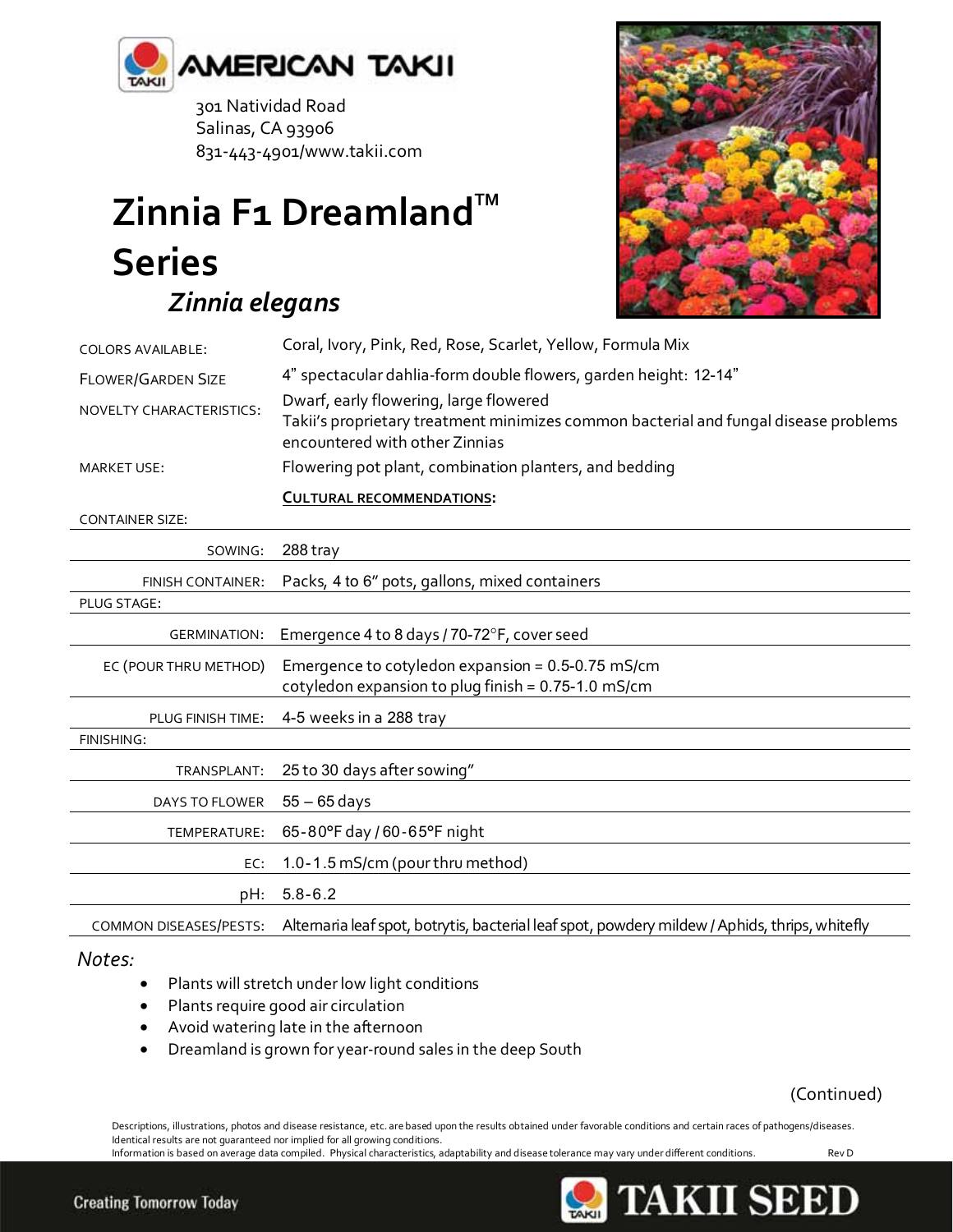**AMERICAN TAKII**

301 Natividad Road
Salinas, CA 93906
831-443-4901/www.takii.com

# Zinnia F1 Dreamland™ Series

## *Zinnia elegans*

| | |
|---|---|
| COLORS AVAILABLE: | Coral, Ivory, Pink, Red, Rose, Scarlet, Yellow, Formula Mix |
| FLOWER/GARDEN SIZE | 4" spectacular dahlia-form double flowers, garden height: 12-14" |
| NOVELTY CHARACTERISTICS: | Dwarf, early flowering, large flowered<br>Takii's proprietary treatment minimizes common bacterial and fungal disease problems encountered with other Zinnias |
| MARKET USE: | Flowering pot plant, combination planters, and bedding |
| | **CULTURAL RECOMMENDATIONS:** |
| CONTAINER SIZE: | |
| SOWING: | 288 tray |
| FINISH CONTAINER: | Packs, 4 to 6" pots, gallons, mixed containers |
| PLUG STAGE: | |
| GERMINATION: | Emergence 4 to 8 days / 70-72°F, cover seed |
| EC (POUR THRU METHOD) | Emergence to cotyledon expansion = 0.5-0.75 mS/cm<br>cotyledon expansion to plug finish = 0.75-1.0 mS/cm |
| PLUG FINISH TIME: | 4-5 weeks in a 288 tray |
| FINISHING: | |
| TRANSPLANT: | 25 to 30 days after sowing" |
| DAYS TO FLOWER | 55 – 65 days |
| TEMPERATURE: | 65-80°F day / 60-65°F night |
| EC: | 1.0-1.5 mS/cm (pour thru method) |
| pH: | 5.8-6.2 |
| COMMON DISEASES/PESTS: | Alternaria leaf spot, botrytis, bacterial leaf spot, powdery mildew / Aphids, thrips, whitefly |

*Notes:*

- Plants will stretch under low light conditions
- Plants require good air circulation
- Avoid watering late in the afternoon
- Dreamland is grown for year-round sales in the deep South

(Continued)

Descriptions, illustrations, photos and disease resistance, etc. are based upon the results obtained under favorable conditions and certain races of pathogens/diseases. Identical results are not guaranteed nor implied for all growing conditions.
Information is based on average data compiled. Physical characteristics, adaptability and disease tolerance may vary under different conditions. Rev D

Creating Tomorrow Today — TAKII SEED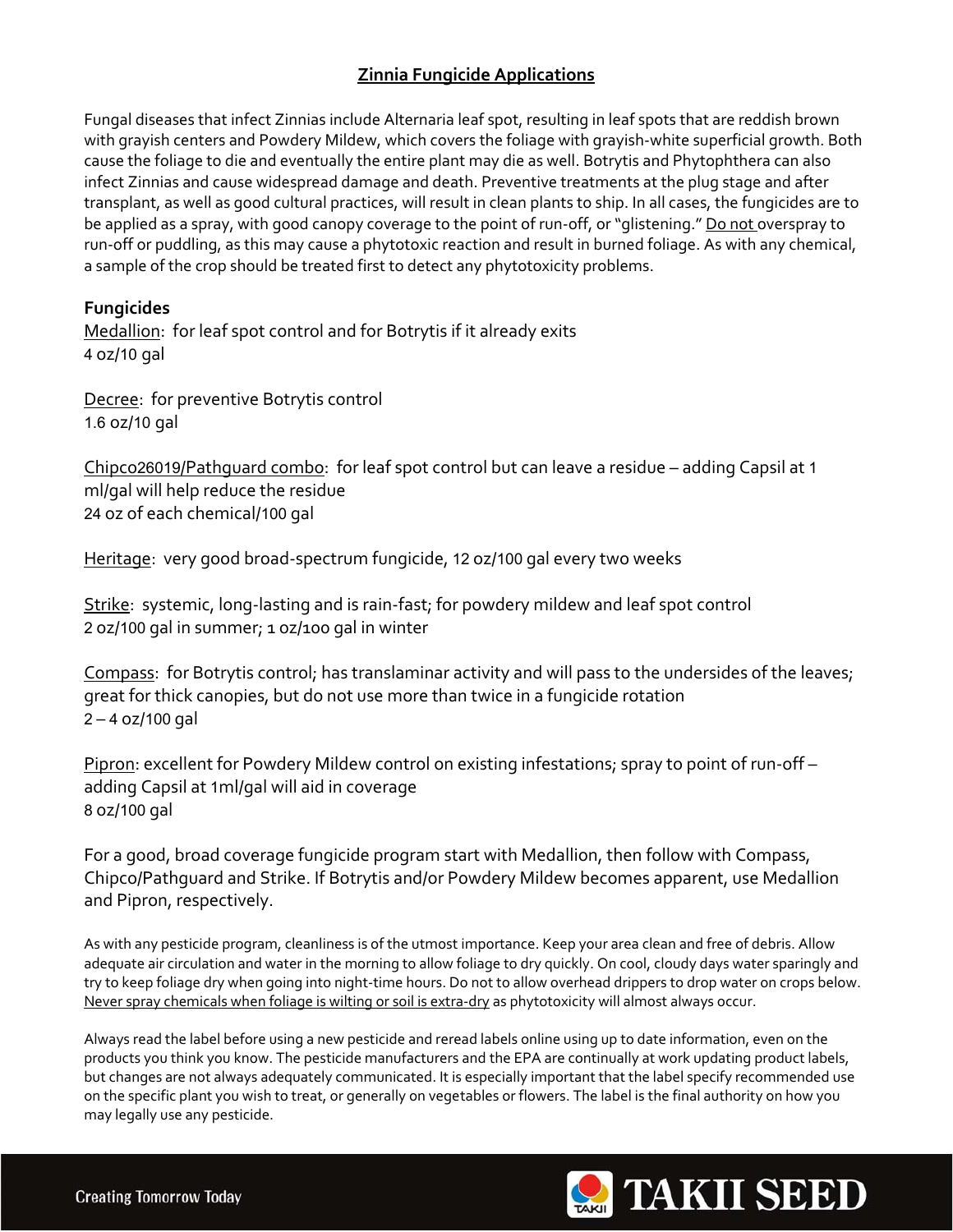## <u>Zinnia Fungicide Applications</u>

Fungal diseases that infect Zinnias include Alternaria leaf spot, resulting in leaf spots that are reddish brown with grayish centers and Powdery Mildew, which covers the foliage with grayish-white superficial growth. Both cause the foliage to die and eventually the entire plant may die as well. Botrytis and Phytophthera can also infect Zinnias and cause widespread damage and death. Preventive treatments at the plug stage and after transplant, as well as good cultural practices, will result in clean plants to ship. In all cases, the fungicides are to be applied as a spray, with good canopy coverage to the point of run-off, or "glistening." <u>Do not</u> overspray to run-off or puddling, as this may cause a phytotoxic reaction and result in burned foliage. As with any chemical, a sample of the crop should be treated first to detect any phytotoxicity problems.

### Fungicides

<u>Medallion</u>: for leaf spot control and for Botrytis if it already exits
4 oz/10 gal

<u>Decree</u>: for preventive Botrytis control
1.6 oz/10 gal

<u>Chipco26019/Pathguard combo</u>: for leaf spot control but can leave a residue – adding Capsil at 1 ml/gal will help reduce the residue
24 oz of each chemical/100 gal

<u>Heritage</u>: very good broad-spectrum fungicide, 12 oz/100 gal every two weeks

<u>Strike</u>: systemic, long-lasting and is rain-fast; for powdery mildew and leaf spot control
2 oz/100 gal in summer; 1 oz/100 gal in winter

<u>Compass</u>: for Botrytis control; has translaminar activity and will pass to the undersides of the leaves; great for thick canopies, but do not use more than twice in a fungicide rotation
2 – 4 oz/100 gal

<u>Pipron</u>: excellent for Powdery Mildew control on existing infestations; spray to point of run-off – adding Capsil at 1ml/gal will aid in coverage
8 oz/100 gal

For a good, broad coverage fungicide program start with Medallion, then follow with Compass, Chipco/Pathguard and Strike. If Botrytis and/or Powdery Mildew becomes apparent, use Medallion and Pipron, respectively.

As with any pesticide program, cleanliness is of the utmost importance. Keep your area clean and free of debris. Allow adequate air circulation and water in the morning to allow foliage to dry quickly. On cool, cloudy days water sparingly and try to keep foliage dry when going into night-time hours. Do not to allow overhead drippers to drop water on crops below. <u>Never spray chemicals when foliage is wilting or soil is extra-dry</u> as phytotoxicity will almost always occur.

Always read the label before using a new pesticide and reread labels online using up to date information, even on the products you think you know. The pesticide manufacturers and the EPA are continually at work updating product labels, but changes are not always adequately communicated. It is especially important that the label specify recommended use on the specific plant you wish to treat, or generally on vegetables or flowers. The label is the final authority on how you may legally use any pesticide.

Creating Tomorrow Today

TAKII SEED